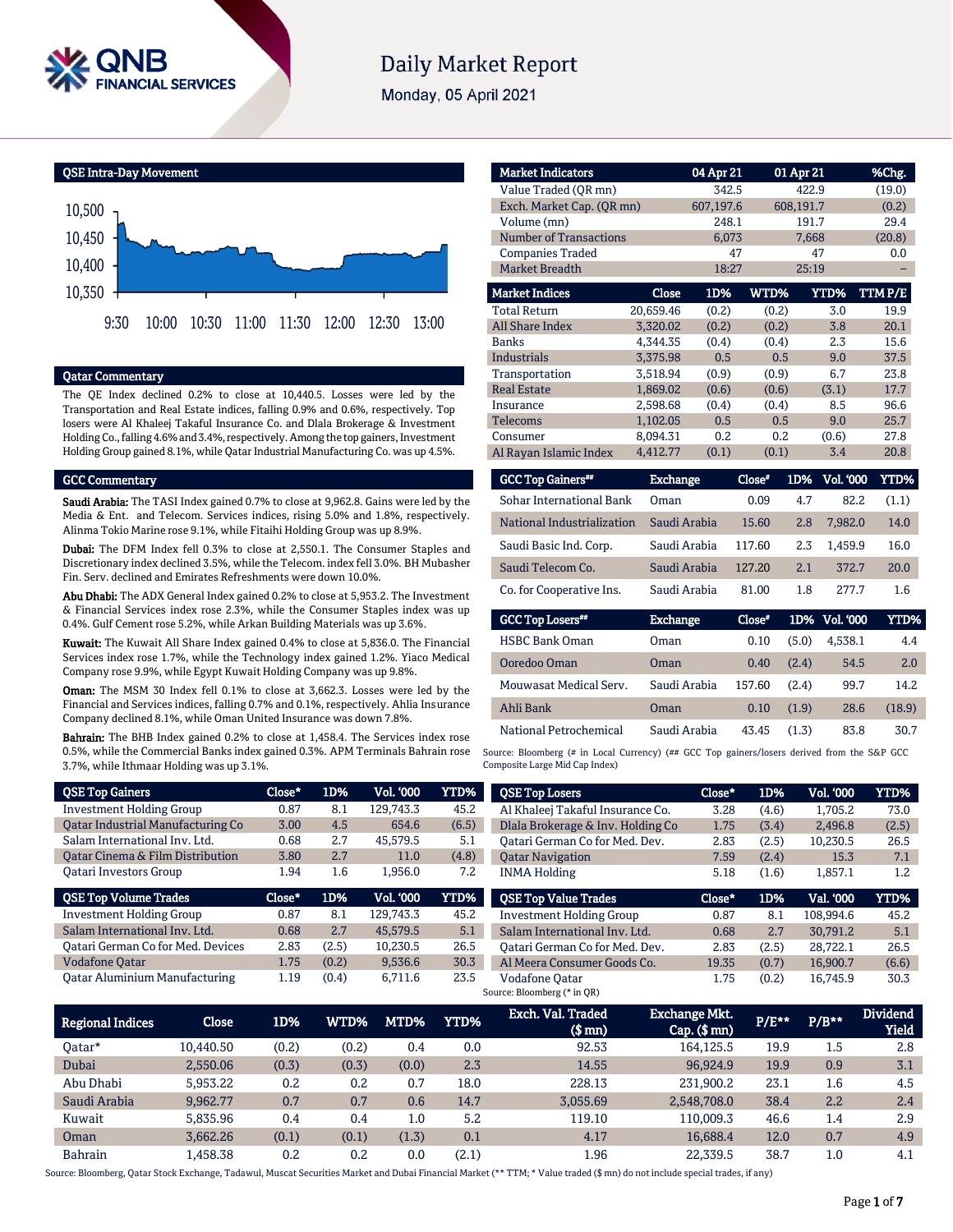# Daily Market Report

Monday, 05 April 2021

## QSE Intra-Day Movement

## Qatar Commentary

The QE Index declined 0.2% to close at 10,440.5. Losses were led by the Transportation and Real Estate indices, falling 0.9% and 0.6%, respectively. Top losers were Al Khaleej Takaful Insurance Co. and Dlala Brokerage & Investment Holding Co., falling 4.6% and 3.4%, respectively. Among the top gainers, Investment Holding Group gained 8.1%, while Qatar Industrial Manufacturing Co. was up 4.5%.

## GCC Commentary

**Saudi Arabia:** The TASI Index gained 0.7% to close at 9,962.8. Gains were led by the Media & Ent. and Telecom. Services indices, rising 5.0% and 1.8%, respectively. Alinma Tokio Marine rose 9.1%, while Fitaihi Holding Group was up 8.9%.

**Dubai:** The DFM Index fell 0.3% to close at 2,550.1. The Consumer Staples and Discretionary index declined 3.5%, while the Telecom. index fell 3.0%. BH Mubasher Fin. Serv. declined and Emirates Refreshments were down 10.0%.

**Abu Dhabi:** The ADX General Index gained 0.2% to close at 5,953.2. The Investment & Financial Services index rose 2.3%, while the Consumer Staples index was up 0.4%. Gulf Cement rose 5.2%, while Arkan Building Materials was up 3.6%.

**Kuwait:** The Kuwait All Share Index gained 0.4% to close at 5,836.0. The Financial Services index rose 1.7%, while the Technology index gained 1.2%. Yiaco Medical Company rose 9.9%, while Egypt Kuwait Holding Company was up 9.8%.

**Oman:** The MSM 30 Index fell 0.1% to close at 3,662.3. Losses were led by the Financial and Services indices, falling 0.7% and 0.1%, respectively. Ahlia Insurance Company declined 8.1%, while Oman United Insurance was down 7.8%.

**Bahrain:** The BHB Index gained 0.2% to close at 1,458.4. The Services index rose 0.5%, while the Commercial Banks index gained 0.3%. APM Terminals Bahrain rose 3.7%, while Ithmaar Holding was up 3.1%.

| Market Indicators | 04 Apr 21 | 01 Apr 21 | %Chg. |
|---|---|---|---|
| Value Traded (QR mn) | 342.5 | 422.9 | (19.0) |
| Exch. Market Cap. (QR mn) | 607,197.6 | 608,191.7 | (0.2) |
| Volume (mn) | 248.1 | 191.7 | 29.4 |
| Number of Transactions | 6,073 | 7,668 | (20.8) |
| Companies Traded | 47 | 47 | 0.0 |
| Market Breadth | 18:27 | 25:19 | – |

| Market Indices | Close | 1D% | WTD% | YTD% | TTM P/E |
|---|---|---|---|---|---|
| Total Return | 20,659.46 | (0.2) | (0.2) | 3.0 | 19.9 |
| All Share Index | 3,320.02 | (0.2) | (0.2) | 3.8 | 20.1 |
| Banks | 4,344.35 | (0.4) | (0.4) | 2.3 | 15.6 |
| Industrials | 3,375.98 | 0.5 | 0.5 | 9.0 | 37.5 |
| Transportation | 3,518.94 | (0.9) | (0.9) | 6.7 | 23.8 |
| Real Estate | 1,869.02 | (0.6) | (0.6) | (3.1) | 17.7 |
| Insurance | 2,598.68 | (0.4) | (0.4) | 8.5 | 96.6 |
| Telecoms | 1,102.05 | 0.5 | 0.5 | 9.0 | 25.7 |
| Consumer | 8,094.31 | 0.2 | 0.2 | (0.6) | 27.8 |
| Al Rayan Islamic Index | 4,412.77 | (0.1) | (0.1) | 3.4 | 20.8 |

| GCC Top Gainers## | Exchange | Close# | 1D% | Vol. '000 | YTD% |
|---|---|---|---|---|---|
| Sohar International Bank | Oman | 0.09 | 4.7 | 82.2 | (1.1) |
| National Industrialization | Saudi Arabia | 15.60 | 2.8 | 7,982.0 | 14.0 |
| Saudi Basic Ind. Corp. | Saudi Arabia | 117.60 | 2.3 | 1,459.9 | 16.0 |
| Saudi Telecom Co. | Saudi Arabia | 127.20 | 2.1 | 372.7 | 20.0 |
| Co. for Cooperative Ins. | Saudi Arabia | 81.00 | 1.8 | 277.7 | 1.6 |

| GCC Top Losers## | Exchange | Close# | 1D% | Vol. '000 | YTD% |
|---|---|---|---|---|---|
| HSBC Bank Oman | Oman | 0.10 | (5.0) | 4,538.1 | 4.4 |
| Ooredoo Oman | Oman | 0.40 | (2.4) | 54.5 | 2.0 |
| Mouwasat Medical Serv. | Saudi Arabia | 157.60 | (2.4) | 99.7 | 14.2 |
| Ahli Bank | Oman | 0.10 | (1.9) | 28.6 | (18.9) |
| National Petrochemical | Saudi Arabia | 43.45 | (1.3) | 83.8 | 30.7 |

Source: Bloomberg (# in Local Currency) (## GCC Top gainers/losers derived from the S&P GCC Composite Large Mid Cap Index)

| QSE Top Gainers | Close* | 1D% | Vol. '000 | YTD% |
|---|---|---|---|---|
| Investment Holding Group | 0.87 | 8.1 | 129,743.3 | 45.2 |
| Qatar Industrial Manufacturing Co | 3.00 | 4.5 | 654.6 | (6.5) |
| Salam International Inv. Ltd. | 0.68 | 2.7 | 45,579.5 | 5.1 |
| Qatar Cinema & Film Distribution | 3.80 | 2.7 | 11.0 | (4.8) |
| Qatari Investors Group | 1.94 | 1.6 | 1,956.0 | 7.2 |

| QSE Top Volume Trades | Close* | 1D% | Vol. '000 | YTD% |
|---|---|---|---|---|
| Investment Holding Group | 0.87 | 8.1 | 129,743.3 | 45.2 |
| Salam International Inv. Ltd. | 0.68 | 2.7 | 45,579.5 | 5.1 |
| Qatari German Co for Med. Devices | 2.83 | (2.5) | 10,230.5 | 26.5 |
| Vodafone Qatar | 1.75 | (0.2) | 9,536.6 | 30.3 |
| Qatar Aluminium Manufacturing | 1.19 | (0.4) | 6,711.6 | 23.5 |

| QSE Top Losers | Close* | 1D% | Vol. '000 | YTD% |
|---|---|---|---|---|
| Al Khaleej Takaful Insurance Co. | 3.28 | (4.6) | 1,705.2 | 73.0 |
| Dlala Brokerage & Inv. Holding Co | 1.75 | (3.4) | 2,496.8 | (2.5) |
| Qatari German Co for Med. Dev. | 2.83 | (2.5) | 10,230.5 | 26.5 |
| Qatar Navigation | 7.59 | (2.4) | 15.3 | 7.1 |
| INMA Holding | 5.18 | (1.6) | 1,857.1 | 1.2 |

| QSE Top Value Trades | Close* | 1D% | Val. '000 | YTD% |
|---|---|---|---|---|
| Investment Holding Group | 0.87 | 8.1 | 108,994.6 | 45.2 |
| Salam International Inv. Ltd. | 0.68 | 2.7 | 30,791.2 | 5.1 |
| Qatari German Co for Med. Dev. | 2.83 | (2.5) | 28,722.1 | 26.5 |
| Al Meera Consumer Goods Co. | 19.35 | (0.7) | 16,900.7 | (6.6) |
| Vodafone Qatar | 1.75 | (0.2) | 16,745.9 | 30.3 |

Source: Bloomberg (* in QR)

| Regional Indices | Close | 1D% | WTD% | MTD% | YTD% | Exch. Val. Traded ($ mn) | Exchange Mkt. Cap. ($ mn) | P/E** | P/B** | Dividend Yield |
|---|---|---|---|---|---|---|---|---|---|---|
| Qatar* | 10,440.50 | (0.2) | (0.2) | 0.4 | 0.0 | 92.53 | 164,125.5 | 19.9 | 1.5 | 2.8 |
| Dubai | 2,550.06 | (0.3) | (0.3) | (0.0) | 2.3 | 14.55 | 96,924.9 | 19.9 | 0.9 | 3.1 |
| Abu Dhabi | 5,953.22 | 0.2 | 0.2 | 0.7 | 18.0 | 228.13 | 231,900.2 | 23.1 | 1.6 | 4.5 |
| Saudi Arabia | 9,962.77 | 0.7 | 0.7 | 0.6 | 14.7 | 3,055.69 | 2,548,708.0 | 38.4 | 2.2 | 2.4 |
| Kuwait | 5,835.96 | 0.4 | 0.4 | 1.0 | 5.2 | 119.10 | 110,009.3 | 46.6 | 1.4 | 2.9 |
| Oman | 3,662.26 | (0.1) | (0.1) | (1.3) | 0.1 | 4.17 | 16,688.4 | 12.0 | 0.7 | 4.9 |
| Bahrain | 1,458.38 | 0.2 | 0.2 | 0.0 | (2.1) | 1.96 | 22,339.5 | 38.7 | 1.0 | 4.1 |

Source: Bloomberg, Qatar Stock Exchange, Tadawul, Muscat Securities Market and Dubai Financial Market (** TTM; * Value traded ($ mn) do not include special trades, if any)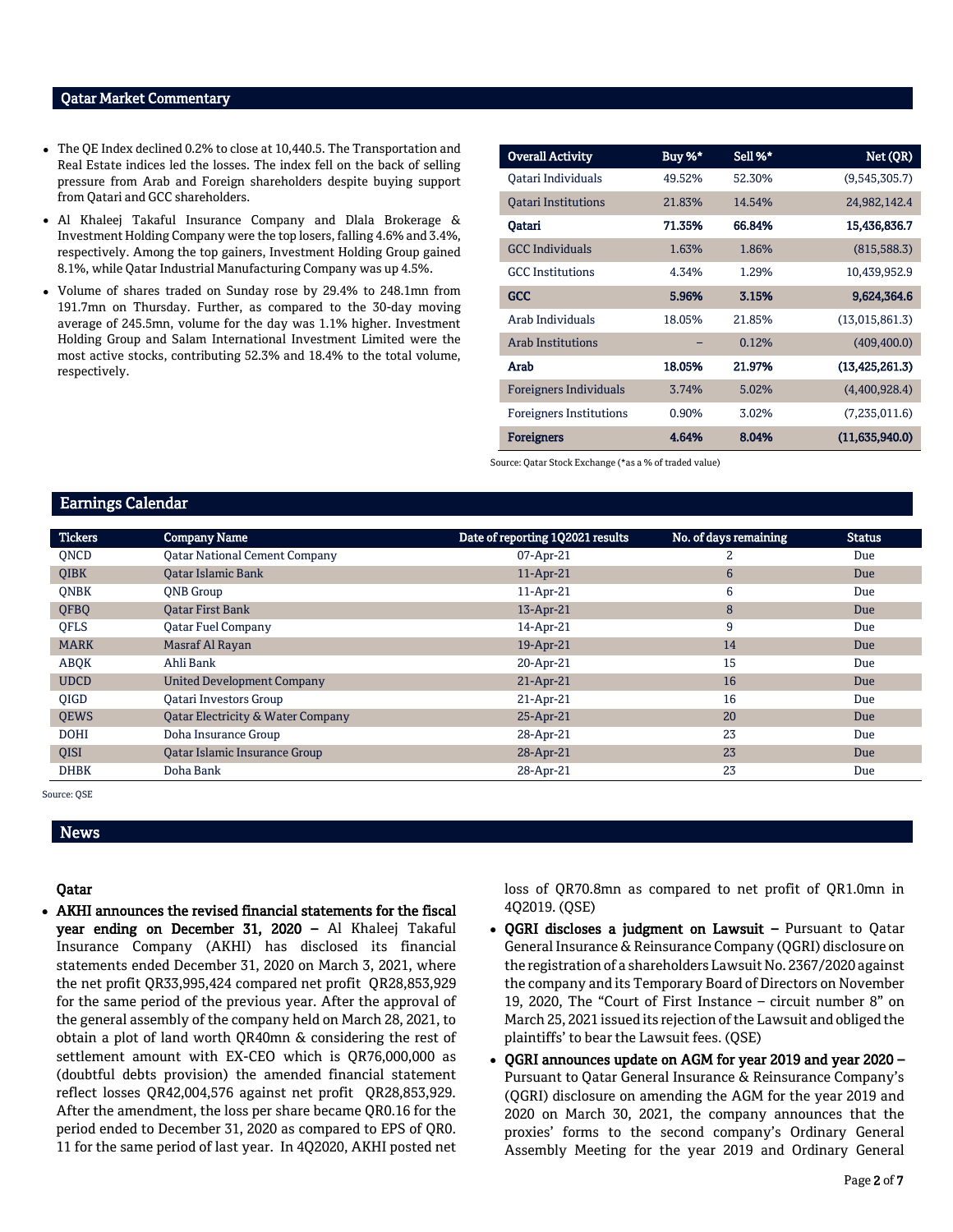## Qatar Market Commentary

- The QE Index declined 0.2% to close at 10,440.5. The Transportation and Real Estate indices led the losses. The index fell on the back of selling pressure from Arab and Foreign shareholders despite buying support from Qatari and GCC shareholders.
- Al Khaleej Takaful Insurance Company and Dlala Brokerage & Investment Holding Company were the top losers, falling 4.6% and 3.4%, respectively. Among the top gainers, Investment Holding Group gained 8.1%, while Qatar Industrial Manufacturing Company was up 4.5%.
- Volume of shares traded on Sunday rose by 29.4% to 248.1mn from 191.7mn on Thursday. Further, as compared to the 30-day moving average of 245.5mn, volume for the day was 1.1% higher. Investment Holding Group and Salam International Investment Limited were the most active stocks, contributing 52.3% and 18.4% to the total volume, respectively.

| Overall Activity | Buy %* | Sell %* | Net (QR) |
|---|---|---|---|
| Qatari Individuals | 49.52% | 52.30% | (9,545,305.7) |
| Qatari Institutions | 21.83% | 14.54% | 24,982,142.4 |
| **Qatari** | **71.35%** | **66.84%** | **15,436,836.7** |
| GCC Individuals | 1.63% | 1.86% | (815,588.3) |
| GCC Institutions | 4.34% | 1.29% | 10,439,952.9 |
| **GCC** | **5.96%** | **3.15%** | **9,624,364.6** |
| Arab Individuals | 18.05% | 21.85% | (13,015,861.3) |
| Arab Institutions | – | 0.12% | (409,400.0) |
| **Arab** | **18.05%** | **21.97%** | **(13,425,261.3)** |
| Foreigners Individuals | 3.74% | 5.02% | (4,400,928.4) |
| Foreigners Institutions | 0.90% | 3.02% | (7,235,011.6) |
| **Foreigners** | **4.64%** | **8.04%** | **(11,635,940.0)** |

Source: Qatar Stock Exchange (*as a % of traded value)

## Earnings Calendar

| Tickers | Company Name | Date of reporting 1Q2021 results | No. of days remaining | Status |
|---|---|---|---|---|
| QNCD | Qatar National Cement Company | 07-Apr-21 | 2 | Due |
| QIBK | Qatar Islamic Bank | 11-Apr-21 | 6 | Due |
| QNBK | QNB Group | 11-Apr-21 | 6 | Due |
| QFBQ | Qatar First Bank | 13-Apr-21 | 8 | Due |
| QFLS | Qatar Fuel Company | 14-Apr-21 | 9 | Due |
| MARK | Masraf Al Rayan | 19-Apr-21 | 14 | Due |
| ABQK | Ahli Bank | 20-Apr-21 | 15 | Due |
| UDCD | United Development Company | 21-Apr-21 | 16 | Due |
| QIGD | Qatari Investors Group | 21-Apr-21 | 16 | Due |
| QEWS | Qatar Electricity & Water Company | 25-Apr-21 | 20 | Due |
| DOHI | Doha Insurance Group | 28-Apr-21 | 23 | Due |
| QISI | Qatar Islamic Insurance Group | 28-Apr-21 | 23 | Due |
| DHBK | Doha Bank | 28-Apr-21 | 23 | Due |

Source: QSE

## News

### Qatar

- **AKHI announces the revised financial statements for the fiscal year ending on December 31, 2020 –** Al Khaleej Takaful Insurance Company (AKHI) has disclosed its financial statements ended December 31, 2020 on March 3, 2021, where the net profit QR33,995,424 compared net profit QR28,853,929 for the same period of the previous year. After the approval of the general assembly of the company held on March 28, 2021, to obtain a plot of land worth QR40mn & considering the rest of settlement amount with EX-CEO which is QR76,000,000 as (doubtful debts provision) the amended financial statement reflect losses QR42,004,576 against net profit QR28,853,929. After the amendment, the loss per share became QR0.16 for the period ended to December 31, 2020 as compared to EPS of QR0. 11 for the same period of last year. In 4Q2020, AKHI posted net loss of QR70.8mn as compared to net profit of QR1.0mn in 4Q2019. (QSE)
- **QGRI discloses a judgment on Lawsuit –** Pursuant to Qatar General Insurance & Reinsurance Company (QGRI) disclosure on the registration of a shareholders Lawsuit No. 2367/2020 against the company and its Temporary Board of Directors on November 19, 2020, The "Court of First Instance – circuit number 8" on March 25, 2021 issued its rejection of the Lawsuit and obliged the plaintiffs' to bear the Lawsuit fees. (QSE)
- **QGRI announces update on AGM for year 2019 and year 2020 –** Pursuant to Qatar General Insurance & Reinsurance Company's (QGRI) disclosure on amending the AGM for the year 2019 and 2020 on March 30, 2021, the company announces that the proxies' forms to the second company's Ordinary General Assembly Meeting for the year 2019 and Ordinary General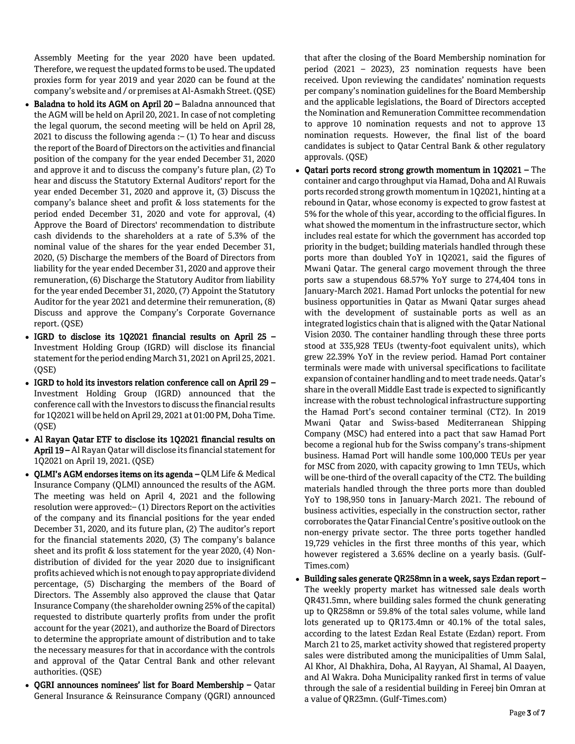Assembly Meeting for the year 2020 have been updated. Therefore, we request the updated forms to be used. The updated proxies form for year 2019 and year 2020 can be found at the company's website and / or premises at Al-Asmakh Street. (QSE)

- **Baladna to hold its AGM on April 20 –** Baladna announced that the AGM will be held on April 20, 2021. In case of not completing the legal quorum, the second meeting will be held on April 28, 2021 to discuss the following agenda :– (1) To hear and discuss the report of the Board of Directors on the activities and financial position of the company for the year ended December 31, 2020 and approve it and to discuss the company's future plan, (2) To hear and discuss the Statutory External Auditors' report for the year ended December 31, 2020 and approve it, (3) Discuss the company's balance sheet and profit & loss statements for the period ended December 31, 2020 and vote for approval, (4) Approve the Board of Directors' recommendation to distribute cash dividends to the shareholders at a rate of 5.3% of the nominal value of the shares for the year ended December 31, 2020, (5) Discharge the members of the Board of Directors from liability for the year ended December 31, 2020 and approve their remuneration, (6) Discharge the Statutory Auditor from liability for the year ended December 31, 2020, (7) Appoint the Statutory Auditor for the year 2021 and determine their remuneration, (8) Discuss and approve the Company's Corporate Governance report. (QSE)
- **IGRD to disclose its 1Q2021 financial results on April 25 –** Investment Holding Group (IGRD) will disclose its financial statement for the period ending March 31, 2021 on April 25, 2021. (QSE)
- **IGRD to hold its investors relation conference call on April 29 –** Investment Holding Group (IGRD) announced that the conference call with the Investors to discuss the financial results for 1Q2021 will be held on April 29, 2021 at 01:00 PM, Doha Time. (QSE)
- **Al Rayan Qatar ETF to disclose its 1Q2021 financial results on April 19 –** Al Rayan Qatar will disclose its financial statement for 1Q2021 on April 19, 2021. (QSE)
- **QLMI's AGM endorses items on its agenda –** QLM Life & Medical Insurance Company (QLMI) announced the results of the AGM. The meeting was held on April 4, 2021 and the following resolution were approved:– (1) Directors Report on the activities of the company and its financial positions for the year ended December 31, 2020, and its future plan, (2) The auditor's report for the financial statements 2020, (3) The company's balance sheet and its profit & loss statement for the year 2020, (4) Non-distribution of divided for the year 2020 due to insignificant profits achieved which is not enough to pay appropriate dividend percentage, (5) Discharging the members of the Board of Directors. The Assembly also approved the clause that Qatar Insurance Company (the shareholder owning 25% of the capital) requested to distribute quarterly profits from under the profit account for the year (2021), and authorize the Board of Directors to determine the appropriate amount of distribution and to take the necessary measures for that in accordance with the controls and approval of the Qatar Central Bank and other relevant authorities. (QSE)
- **QGRI announces nominees' list for Board Membership –** Qatar General Insurance & Reinsurance Company (QGRI) announced that after the closing of the Board Membership nomination for period (2021 – 2023), 23 nomination requests have been received. Upon reviewing the candidates' nomination requests per company's nomination guidelines for the Board Membership and the applicable legislations, the Board of Directors accepted the Nomination and Remuneration Committee recommendation to approve 10 nomination requests and not to approve 13 nomination requests. However, the final list of the board candidates is subject to Qatar Central Bank & other regulatory approvals. (QSE)
- **Qatari ports record strong growth momentum in 1Q2021 –** The container and cargo throughput via Hamad, Doha and Al Ruwais ports recorded strong growth momentum in 1Q2021, hinting at a rebound in Qatar, whose economy is expected to grow fastest at 5% for the whole of this year, according to the official figures. In what showed the momentum in the infrastructure sector, which includes real estate for which the government has accorded top priority in the budget; building materials handled through these ports more than doubled YoY in 1Q2021, said the figures of Mwani Qatar. The general cargo movement through the three ports saw a stupendous 68.57% YoY surge to 274,404 tons in January-March 2021. Hamad Port unlocks the potential for new business opportunities in Qatar as Mwani Qatar surges ahead with the development of sustainable ports as well as an integrated logistics chain that is aligned with the Qatar National Vision 2030. The container handling through these three ports stood at 335,928 TEUs (twenty-foot equivalent units), which grew 22.39% YoY in the review period. Hamad Port container terminals were made with universal specifications to facilitate expansion of container handling and to meet trade needs. Qatar's share in the overall Middle East trade is expected to significantly increase with the robust technological infrastructure supporting the Hamad Port's second container terminal (CT2). In 2019 Mwani Qatar and Swiss-based Mediterranean Shipping Company (MSC) had entered into a pact that saw Hamad Port become a regional hub for the Swiss company's trans-shipment business. Hamad Port will handle some 100,000 TEUs per year for MSC from 2020, with capacity growing to 1mn TEUs, which will be one-third of the overall capacity of the CT2. The building materials handled through the three ports more than doubled YoY to 198,950 tons in January-March 2021. The rebound of business activities, especially in the construction sector, rather corroborates the Qatar Financial Centre's positive outlook on the non-energy private sector. The three ports together handled 19,729 vehicles in the first three months of this year, which however registered a 3.65% decline on a yearly basis. (Gulf-Times.com)
- **Building sales generate QR258mn in a week, says Ezdan report –** The weekly property market has witnessed sale deals worth QR431.5mn, where building sales formed the chunk generating up to QR258mn or 59.8% of the total sales volume, while land lots generated up to QR173.4mn or 40.1% of the total sales, according to the latest Ezdan Real Estate (Ezdan) report. From March 21 to 25, market activity showed that registered property sales were distributed among the municipalities of Umm Salal, Al Khor, Al Dhakhira, Doha, Al Rayyan, Al Shamal, Al Daayen, and Al Wakra. Doha Municipality ranked first in terms of value through the sale of a residential building in Fereej bin Omran at a value of QR23mn. (Gulf-Times.com)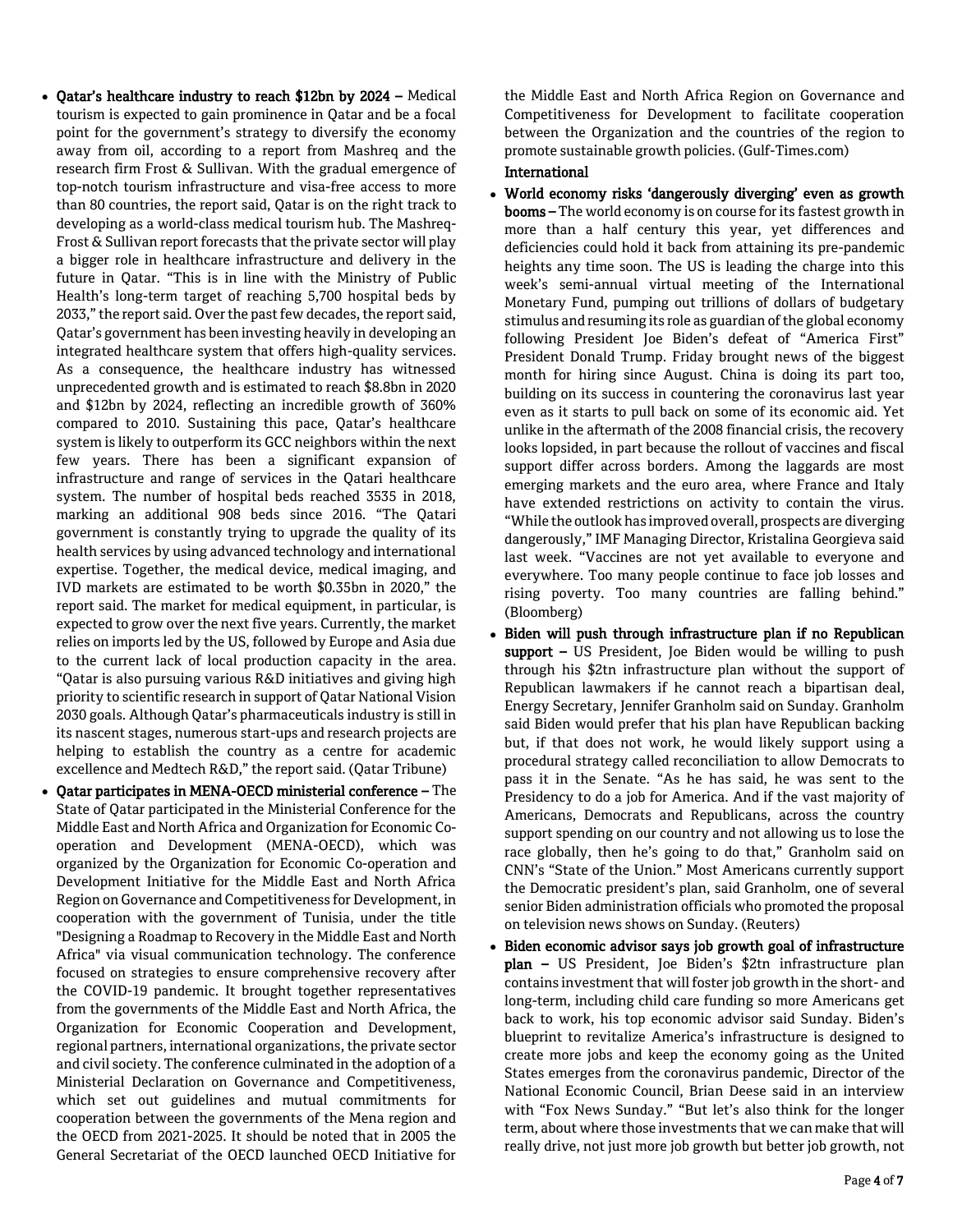- **Qatar's healthcare industry to reach $12bn by 2024 –** Medical tourism is expected to gain prominence in Qatar and be a focal point for the government's strategy to diversify the economy away from oil, according to a report from Mashreq and the research firm Frost & Sullivan. With the gradual emergence of top-notch tourism infrastructure and visa-free access to more than 80 countries, the report said, Qatar is on the right track to developing as a world-class medical tourism hub. The Mashreq-Frost & Sullivan report forecasts that the private sector will play a bigger role in healthcare infrastructure and delivery in the future in Qatar. "This is in line with the Ministry of Public Health's long-term target of reaching 5,700 hospital beds by 2033," the report said. Over the past few decades, the report said, Qatar's government has been investing heavily in developing an integrated healthcare system that offers high-quality services. As a consequence, the healthcare industry has witnessed unprecedented growth and is estimated to reach $8.8bn in 2020 and $12bn by 2024, reflecting an incredible growth of 360% compared to 2010. Sustaining this pace, Qatar's healthcare system is likely to outperform its GCC neighbors within the next few years. There has been a significant expansion of infrastructure and range of services in the Qatari healthcare system. The number of hospital beds reached 3535 in 2018, marking an additional 908 beds since 2016. "The Qatari government is constantly trying to upgrade the quality of its health services by using advanced technology and international expertise. Together, the medical device, medical imaging, and IVD markets are estimated to be worth $0.35bn in 2020," the report said. The market for medical equipment, in particular, is expected to grow over the next five years. Currently, the market relies on imports led by the US, followed by Europe and Asia due to the current lack of local production capacity in the area. "Qatar is also pursuing various R&D initiatives and giving high priority to scientific research in support of Qatar National Vision 2030 goals. Although Qatar's pharmaceuticals industry is still in its nascent stages, numerous start-ups and research projects are helping to establish the country as a centre for academic excellence and Medtech R&D," the report said. (Qatar Tribune)
- **Qatar participates in MENA-OECD ministerial conference –** The State of Qatar participated in the Ministerial Conference for the Middle East and North Africa and Organization for Economic Co-operation and Development (MENA-OECD), which was organized by the Organization for Economic Co-operation and Development Initiative for the Middle East and North Africa Region on Governance and Competitiveness for Development, in cooperation with the government of Tunisia, under the title "Designing a Roadmap to Recovery in the Middle East and North Africa" via visual communication technology. The conference focused on strategies to ensure comprehensive recovery after the COVID-19 pandemic. It brought together representatives from the governments of the Middle East and North Africa, the Organization for Economic Cooperation and Development, regional partners, international organizations, the private sector and civil society. The conference culminated in the adoption of a Ministerial Declaration on Governance and Competitiveness, which set out guidelines and mutual commitments for cooperation between the governments of the Mena region and the OECD from 2021-2025. It should be noted that in 2005 the General Secretariat of the OECD launched OECD Initiative for the Middle East and North Africa Region on Governance and Competitiveness for Development to facilitate cooperation between the Organization and the countries of the region to promote sustainable growth policies. (Gulf-Times.com)

**International**

- **World economy risks 'dangerously diverging' even as growth booms –** The world economy is on course for its fastest growth in more than a half century this year, yet differences and deficiencies could hold it back from attaining its pre-pandemic heights any time soon. The US is leading the charge into this week's semi-annual virtual meeting of the International Monetary Fund, pumping out trillions of dollars of budgetary stimulus and resuming its role as guardian of the global economy following President Joe Biden's defeat of "America First" President Donald Trump. Friday brought news of the biggest month for hiring since August. China is doing its part too, building on its success in countering the coronavirus last year even as it starts to pull back on some of its economic aid. Yet unlike in the aftermath of the 2008 financial crisis, the recovery looks lopsided, in part because the rollout of vaccines and fiscal support differ across borders. Among the laggards are most emerging markets and the euro area, where France and Italy have extended restrictions on activity to contain the virus. "While the outlook has improved overall, prospects are diverging dangerously," IMF Managing Director, Kristalina Georgieva said last week. "Vaccines are not yet available to everyone and everywhere. Too many people continue to face job losses and rising poverty. Too many countries are falling behind." (Bloomberg)
- **Biden will push through infrastructure plan if no Republican support –** US President, Joe Biden would be willing to push through his $2tn infrastructure plan without the support of Republican lawmakers if he cannot reach a bipartisan deal, Energy Secretary, Jennifer Granholm said on Sunday. Granholm said Biden would prefer that his plan have Republican backing but, if that does not work, he would likely support using a procedural strategy called reconciliation to allow Democrats to pass it in the Senate. "As he has said, he was sent to the Presidency to do a job for America. And if the vast majority of Americans, Democrats and Republicans, across the country support spending on our country and not allowing us to lose the race globally, then he's going to do that," Granholm said on CNN's "State of the Union." Most Americans currently support the Democratic president's plan, said Granholm, one of several senior Biden administration officials who promoted the proposal on television news shows on Sunday. (Reuters)
- **Biden economic advisor says job growth goal of infrastructure plan –** US President, Joe Biden's $2tn infrastructure plan contains investment that will foster job growth in the short- and long-term, including child care funding so more Americans get back to work, his top economic advisor said Sunday. Biden's blueprint to revitalize America's infrastructure is designed to create more jobs and keep the economy going as the United States emerges from the coronavirus pandemic, Director of the National Economic Council, Brian Deese said in an interview with "Fox News Sunday." "But let's also think for the longer term, about where those investments that we can make that will really drive, not just more job growth but better job growth, not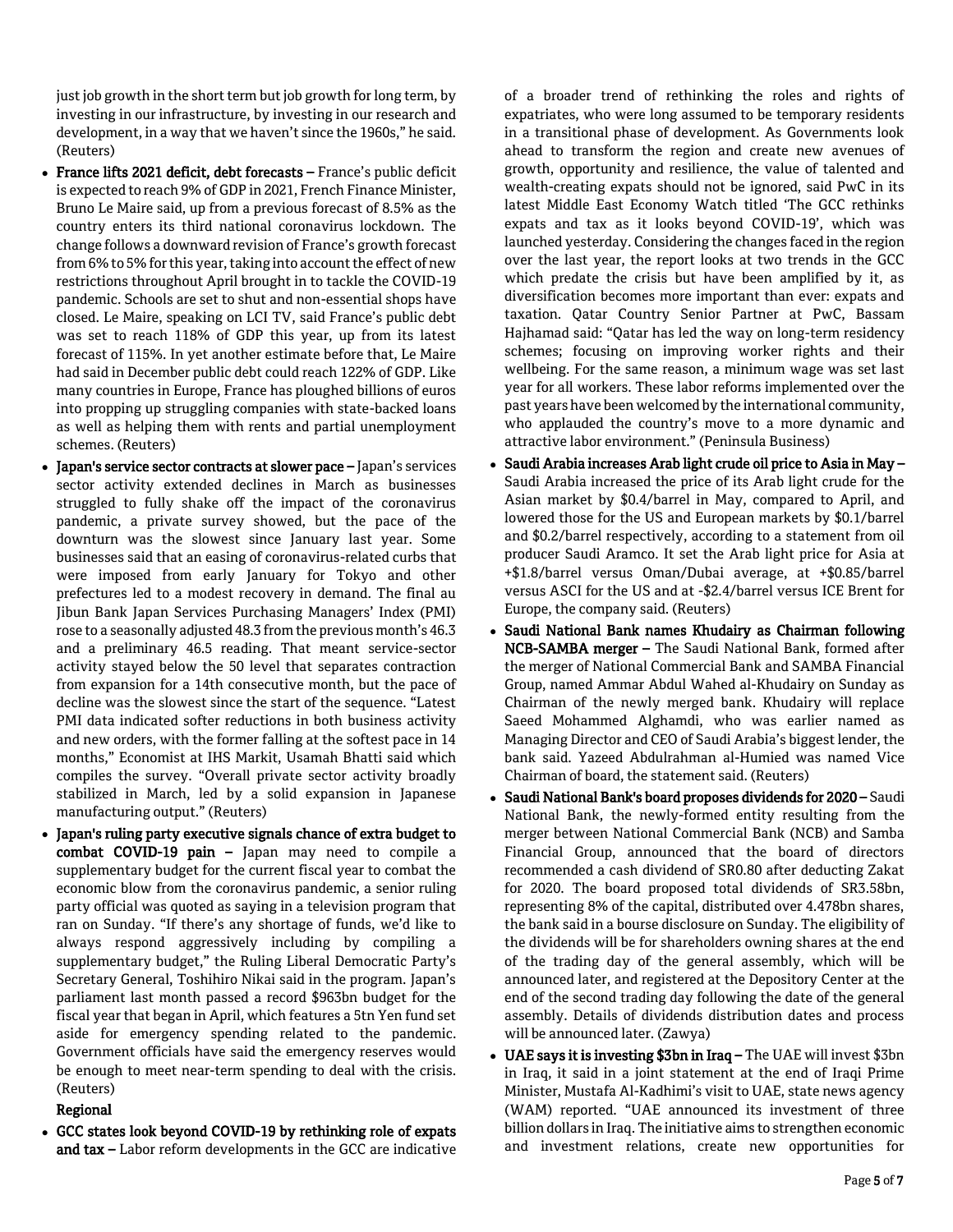just job growth in the short term but job growth for long term, by investing in our infrastructure, by investing in our research and development, in a way that we haven't since the 1960s," he said. (Reuters)

- **France lifts 2021 deficit, debt forecasts –** France's public deficit is expected to reach 9% of GDP in 2021, French Finance Minister, Bruno Le Maire said, up from a previous forecast of 8.5% as the country enters its third national coronavirus lockdown. The change follows a downward revision of France's growth forecast from 6% to 5% for this year, taking into account the effect of new restrictions throughout April brought in to tackle the COVID-19 pandemic. Schools are set to shut and non-essential shops have closed. Le Maire, speaking on LCI TV, said France's public debt was set to reach 118% of GDP this year, up from its latest forecast of 115%. In yet another estimate before that, Le Maire had said in December public debt could reach 122% of GDP. Like many countries in Europe, France has ploughed billions of euros into propping up struggling companies with state-backed loans as well as helping them with rents and partial unemployment schemes. (Reuters)
- **Japan's service sector contracts at slower pace –** Japan's services sector activity extended declines in March as businesses struggled to fully shake off the impact of the coronavirus pandemic, a private survey showed, but the pace of the downturn was the slowest since January last year. Some businesses said that an easing of coronavirus-related curbs that were imposed from early January for Tokyo and other prefectures led to a modest recovery in demand. The final au Jibun Bank Japan Services Purchasing Managers' Index (PMI) rose to a seasonally adjusted 48.3 from the previous month's 46.3 and a preliminary 46.5 reading. That meant service-sector activity stayed below the 50 level that separates contraction from expansion for a 14th consecutive month, but the pace of decline was the slowest since the start of the sequence. "Latest PMI data indicated softer reductions in both business activity and new orders, with the former falling at the softest pace in 14 months," Economist at IHS Markit, Usamah Bhatti said which compiles the survey. "Overall private sector activity broadly stabilized in March, led by a solid expansion in Japanese manufacturing output." (Reuters)
- **Japan's ruling party executive signals chance of extra budget to combat COVID-19 pain –** Japan may need to compile a supplementary budget for the current fiscal year to combat the economic blow from the coronavirus pandemic, a senior ruling party official was quoted as saying in a television program that ran on Sunday. "If there's any shortage of funds, we'd like to always respond aggressively including by compiling a supplementary budget," the Ruling Liberal Democratic Party's Secretary General, Toshihiro Nikai said in the program. Japan's parliament last month passed a record $963bn budget for the fiscal year that began in April, which features a 5tn Yen fund set aside for emergency spending related to the pandemic. Government officials have said the emergency reserves would be enough to meet near-term spending to deal with the crisis. (Reuters)

**Regional**

- **GCC states look beyond COVID-19 by rethinking role of expats and tax –** Labor reform developments in the GCC are indicative of a broader trend of rethinking the roles and rights of expatriates, who were long assumed to be temporary residents in a transitional phase of development. As Governments look ahead to transform the region and create new avenues of growth, opportunity and resilience, the value of talented and wealth-creating expats should not be ignored, said PwC in its latest Middle East Economy Watch titled 'The GCC rethinks expats and tax as it looks beyond COVID-19', which was launched yesterday. Considering the changes faced in the region over the last year, the report looks at two trends in the GCC which predate the crisis but have been amplified by it, as diversification becomes more important than ever: expats and taxation. Qatar Country Senior Partner at PwC, Bassam Hajhamad said: "Qatar has led the way on long-term residency schemes; focusing on improving worker rights and their wellbeing. For the same reason, a minimum wage was set last year for all workers. These labor reforms implemented over the past years have been welcomed by the international community, who applauded the country's move to a more dynamic and attractive labor environment." (Peninsula Business)
- **Saudi Arabia increases Arab light crude oil price to Asia in May –** Saudi Arabia increased the price of its Arab light crude for the Asian market by $0.4/barrel in May, compared to April, and lowered those for the US and European markets by $0.1/barrel and $0.2/barrel respectively, according to a statement from oil producer Saudi Aramco. It set the Arab light price for Asia at +$1.8/barrel versus Oman/Dubai average, at +$0.85/barrel versus ASCI for the US and at -$2.4/barrel versus ICE Brent for Europe, the company said. (Reuters)
- **Saudi National Bank names Khudairy as Chairman following NCB-SAMBA merger –** The Saudi National Bank, formed after the merger of National Commercial Bank and SAMBA Financial Group, named Ammar Abdul Wahed al-Khudairy on Sunday as Chairman of the newly merged bank. Khudairy will replace Saeed Mohammed Alghamdi, who was earlier named as Managing Director and CEO of Saudi Arabia's biggest lender, the bank said. Yazeed Abdulrahman al-Humied was named Vice Chairman of board, the statement said. (Reuters)
- **Saudi National Bank's board proposes dividends for 2020 –** Saudi National Bank, the newly-formed entity resulting from the merger between National Commercial Bank (NCB) and Samba Financial Group, announced that the board of directors recommended a cash dividend of SR0.80 after deducting Zakat for 2020. The board proposed total dividends of SR3.58bn, representing 8% of the capital, distributed over 4.478bn shares, the bank said in a bourse disclosure on Sunday. The eligibility of the dividends will be for shareholders owning shares at the end of the trading day of the general assembly, which will be announced later, and registered at the Depository Center at the end of the second trading day following the date of the general assembly. Details of dividends distribution dates and process will be announced later. (Zawya)
- **UAE says it is investing $3bn in Iraq –** The UAE will invest $3bn in Iraq, it said in a joint statement at the end of Iraqi Prime Minister, Mustafa Al-Kadhimi's visit to UAE, state news agency (WAM) reported. "UAE announced its investment of three billion dollars in Iraq. The initiative aims to strengthen economic and investment relations, create new opportunities for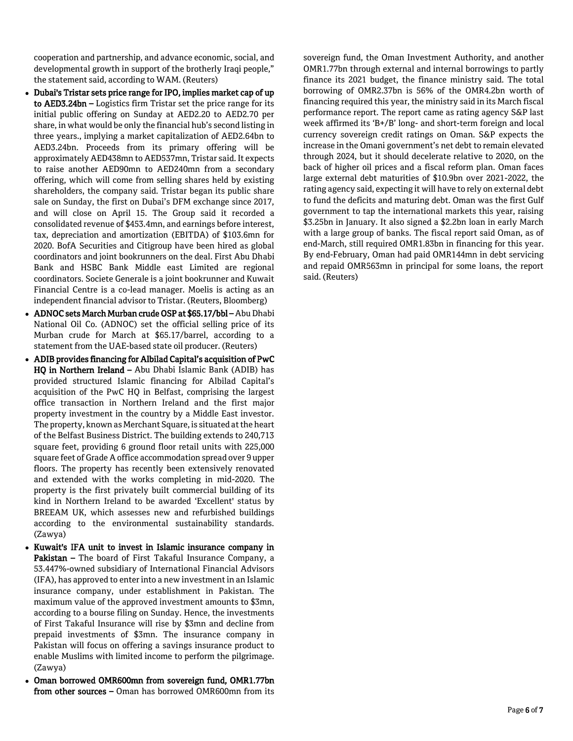cooperation and partnership, and advance economic, social, and developmental growth in support of the brotherly Iraqi people," the statement said, according to WAM. (Reuters)

- **Dubai's Tristar sets price range for IPO, implies market cap of up to AED3.24bn –** Logistics firm Tristar set the price range for its initial public offering on Sunday at AED2.20 to AED2.70 per share, in what would be only the financial hub's second listing in three years., implying a market capitalization of AED2.64bn to AED3.24bn. Proceeds from its primary offering will be approximately AED438mn to AED537mn, Tristar said. It expects to raise another AED90mn to AED240mn from a secondary offering, which will come from selling shares held by existing shareholders, the company said. Tristar began its public share sale on Sunday, the first on Dubai's DFM exchange since 2017, and will close on April 15. The Group said it recorded a consolidated revenue of $453.4mn, and earnings before interest, tax, depreciation and amortization (EBITDA) of $103.6mn for 2020. BofA Securities and Citigroup have been hired as global coordinators and joint bookrunners on the deal. First Abu Dhabi Bank and HSBC Bank Middle east Limited are regional coordinators. Societe Generale is a joint bookrunner and Kuwait Financial Centre is a co-lead manager. Moelis is acting as an independent financial advisor to Tristar. (Reuters, Bloomberg)
- **ADNOC sets March Murban crude OSP at $65.17/bbl –** Abu Dhabi National Oil Co. (ADNOC) set the official selling price of its Murban crude for March at $65.17/barrel, according to a statement from the UAE-based state oil producer. (Reuters)
- **ADIB provides financing for Albilad Capital's acquisition of PwC HQ in Northern Ireland –** Abu Dhabi Islamic Bank (ADIB) has provided structured Islamic financing for Albilad Capital's acquisition of the PwC HQ in Belfast, comprising the largest office transaction in Northern Ireland and the first major property investment in the country by a Middle East investor. The property, known as Merchant Square, is situated at the heart of the Belfast Business District. The building extends to 240,713 square feet, providing 6 ground floor retail units with 225,000 square feet of Grade A office accommodation spread over 9 upper floors. The property has recently been extensively renovated and extended with the works completing in mid-2020. The property is the first privately built commercial building of its kind in Northern Ireland to be awarded 'Excellent' status by BREEAM UK, which assesses new and refurbished buildings according to the environmental sustainability standards. (Zawya)
- **Kuwait's IFA unit to invest in Islamic insurance company in Pakistan –** The board of First Takaful Insurance Company, a 53.447%-owned subsidiary of International Financial Advisors (IFA), has approved to enter into a new investment in an Islamic insurance company, under establishment in Pakistan. The maximum value of the approved investment amounts to $3mn, according to a bourse filing on Sunday. Hence, the investments of First Takaful Insurance will rise by $3mn and decline from prepaid investments of $3mn. The insurance company in Pakistan will focus on offering a savings insurance product to enable Muslims with limited income to perform the pilgrimage. (Zawya)
- **Oman borrowed OMR600mn from sovereign fund, OMR1.77bn from other sources –** Oman has borrowed OMR600mn from its sovereign fund, the Oman Investment Authority, and another OMR1.77bn through external and internal borrowings to partly finance its 2021 budget, the finance ministry said. The total borrowing of OMR2.37bn is 56% of the OMR4.2bn worth of financing required this year, the ministry said in its March fiscal performance report. The report came as rating agency S&P last week affirmed its 'B+/B' long- and short-term foreign and local currency sovereign credit ratings on Oman. S&P expects the increase in the Omani government's net debt to remain elevated through 2024, but it should decelerate relative to 2020, on the back of higher oil prices and a fiscal reform plan. Oman faces large external debt maturities of $10.9bn over 2021-2022, the rating agency said, expecting it will have to rely on external debt to fund the deficits and maturing debt. Oman was the first Gulf government to tap the international markets this year, raising $3.25bn in January. It also signed a $2.2bn loan in early March with a large group of banks. The fiscal report said Oman, as of end-March, still required OMR1.83bn in financing for this year. By end-February, Oman had paid OMR144mn in debt servicing and repaid OMR563mn in principal for some loans, the report said. (Reuters)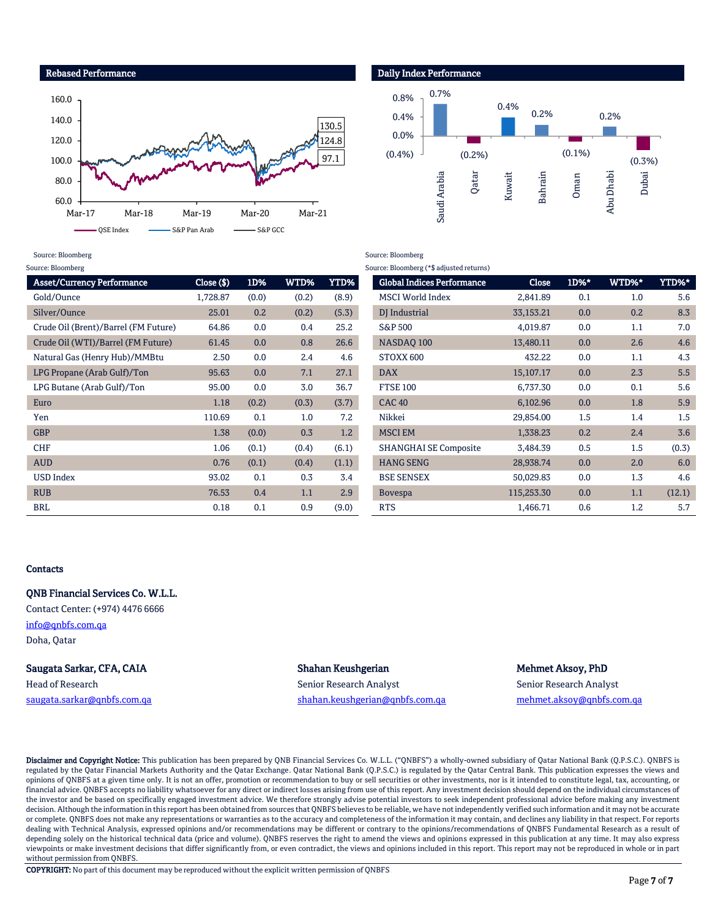## Rebased Performance

160.0
140.0
120.0
100.0
80.0
60.0

Mar-17 Mar-18 Mar-19 Mar-20 Mar-21

130.5
124.8
97.1

QSE Index — S&P Pan Arab — S&P GCC

Source: Bloomberg

## Daily Index Performance

0.8%
0.4%
0.0%
(0.4%)

0.7% (0.2%) 0.4% 0.2% (0.1%) 0.2% (0.3%)

Saudi Arabia Qatar Kuwait Bahrain Oman Abu Dhabi Dubai

Source: Bloomberg

Source: Bloomberg

| Asset/Currency Performance | Close ($) | 1D% | WTD% | YTD% |
|---|---|---|---|---|
| Gold/Ounce | 1,728.87 | (0.0) | (0.2) | (8.9) |
| Silver/Ounce | 25.01 | 0.2 | (0.2) | (5.3) |
| Crude Oil (Brent)/Barrel (FM Future) | 64.86 | 0.0 | 0.4 | 25.2 |
| Crude Oil (WTI)/Barrel (FM Future) | 61.45 | 0.0 | 0.8 | 26.6 |
| Natural Gas (Henry Hub)/MMBtu | 2.50 | 0.0 | 2.4 | 4.6 |
| LPG Propane (Arab Gulf)/Ton | 95.63 | 0.0 | 7.1 | 27.1 |
| LPG Butane (Arab Gulf)/Ton | 95.00 | 0.0 | 3.0 | 36.7 |
| Euro | 1.18 | (0.2) | (0.3) | (3.7) |
| Yen | 110.69 | 0.1 | 1.0 | 7.2 |
| GBP | 1.38 | (0.0) | 0.3 | 1.2 |
| CHF | 1.06 | (0.1) | (0.4) | (6.1) |
| AUD | 0.76 | (0.1) | (0.4) | (1.1) |
| USD Index | 93.02 | 0.1 | 0.3 | 3.4 |
| RUB | 76.53 | 0.4 | 1.1 | 2.9 |
| BRL | 0.18 | 0.1 | 0.9 | (9.0) |

Source: Bloomberg (*$ adjusted returns)

| Global Indices Performance | Close | 1D%* | WTD%* | YTD%* |
|---|---|---|---|---|
| MSCI World Index | 2,841.89 | 0.1 | 1.0 | 5.6 |
| DJ Industrial | 33,153.21 | 0.0 | 0.2 | 8.3 |
| S&P 500 | 4,019.87 | 0.0 | 1.1 | 7.0 |
| NASDAQ 100 | 13,480.11 | 0.0 | 2.6 | 4.6 |
| STOXX 600 | 432.22 | 0.0 | 1.1 | 4.3 |
| DAX | 15,107.17 | 0.0 | 2.3 | 5.5 |
| FTSE 100 | 6,737.30 | 0.0 | 0.1 | 5.6 |
| CAC 40 | 6,102.96 | 0.0 | 1.8 | 5.9 |
| Nikkei | 29,854.00 | 1.5 | 1.4 | 1.5 |
| MSCI EM | 1,338.23 | 0.2 | 2.4 | 3.6 |
| SHANGHAI SE Composite | 3,484.39 | 0.5 | 1.5 | (0.3) |
| HANG SENG | 28,938.74 | 0.0 | 2.0 | 6.0 |
| BSE SENSEX | 50,029.83 | 0.0 | 1.3 | 4.6 |
| Bovespa | 115,253.30 | 0.0 | 1.1 | (12.1) |
| RTS | 1,466.71 | 0.6 | 1.2 | 5.7 |

**Contacts**

**QNB Financial Services Co. W.L.L.**
Contact Center: (+974) 4476 6666
info@qnbfs.com.qa
Doha, Qatar

**Saugata Sarkar, CFA, CAIA**
Head of Research
saugata.sarkar@qnbfs.com.qa

**Shahan Keushgerian**
Senior Research Analyst
shahan.keushgerian@qnbfs.com.qa

**Mehmet Aksoy, PhD**
Senior Research Analyst
mehmet.aksoy@qnbfs.com.qa

**Disclaimer and Copyright Notice:** This publication has been prepared by QNB Financial Services Co. W.L.L. ("QNBFS") a wholly-owned subsidiary of Qatar National Bank (Q.P.S.C.). QNBFS is regulated by the Qatar Financial Markets Authority and the Qatar Exchange. Qatar National Bank (Q.P.S.C.) is regulated by the Qatar Central Bank. This publication expresses the views and opinions of QNBFS at a given time only. It is not an offer, promotion or recommendation to buy or sell securities or other investments, nor is it intended to constitute legal, tax, accounting, or financial advice. QNBFS accepts no liability whatsoever for any direct or indirect losses arising from use of this report. Any investment decision should depend on the individual circumstances of the investor and be based on specifically engaged investment advice. We therefore strongly advise potential investors to seek independent professional advice before making any investment decision. Although the information in this report has been obtained from sources that QNBFS believes to be reliable, we have not independently verified such information and it may not be accurate or complete. QNBFS does not make any representations or warranties as to the accuracy and completeness of the information it may contain, and declines any liability in that respect. For reports dealing with Technical Analysis, expressed opinions and/or recommendations may be different or contrary to the opinions/recommendations of QNBFS Fundamental Research as a result of depending solely on the historical technical data (price and volume). QNBFS reserves the right to amend the views and opinions expressed in this publication at any time. It may also express viewpoints or make investment decisions that differ significantly from, or even contradict, the views and opinions included in this report. This report may not be reproduced in whole or in part without permission from QNBFS.

**COPYRIGHT:** No part of this document may be reproduced without the explicit written permission of QNBFS